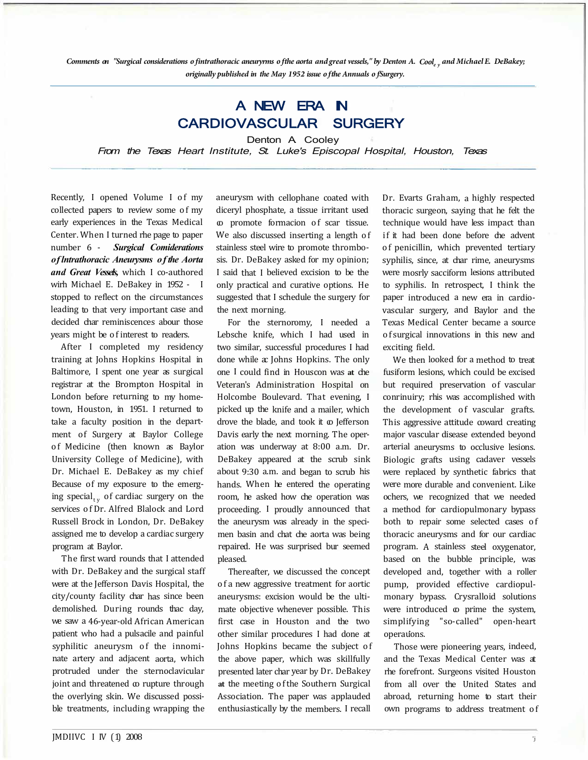*Comments on "Surgical considerations of intrathoracic aneuryrms of the aorta and great vessels," by Denton A. Cooley and Michael E. DeBakey; originally published in the May 1952 issue of the Annuals of Surgery.*

# A NEW ERA IN CARDIOVASCULAR SURGERY

Denton A. Cooley

*From the Texas Heart Institute, St. Luke's Episcopal Hospital, Houston, Texas*

Recently, I opened Volume I of my collected papers to review some of my early experiences in the Texas Medical Center. When I turned rhe page to paper number 6 - ***Surgical Comiderations of Intrathoracic Aneurysms of the Aorta and Great Vessels***, which I co-authored wirh Michael E. DeBakey in 1952 - I stopped to reflect on the circumstances leading to that very important case and decided char reminiscences abour those years might be of interest to readers.

After I completed my residency training at Johns Hopkins Hospital in Baltimore, I spent one year as surgical registrar at the Brompton Hospital in London before returning to my hometown, Houston, in 1951. I returned to take a faculty position in the department of Surgery at Baylor College of Medicine (then known as Baylor University College of Medicine), with Dr. Michael E. DeBakey as my chief Because of my exposure to the emerging specialty of cardiac surgery on the services of Dr. Alfred Blalock and Lord Russell Brock in London, Dr. DeBakey assigned me to develop a cardiac surgery program at Baylor.

The first ward rounds that I attended with Dr. DeBakey and the surgical staff were at the Jefferson Davis Hospital, the city/county facility char has since been demolished. During rounds thac day, we saw a 46-year-old African American patient who had a pulsacile and painful syphilitic aneurysm of the innominate artery and adjacent aorta, which protruded under the sternoclavicular joint and threatened co rupture through the overlying skin. We discussed possible treatments, including wrapping the aneurysm with cellophane coated with diceryl phosphate, a tissue irritant used co promote formacion of scar tissue. We also discussed inserting a length of stainless steel wire to promote thrombosis. Dr. DeBakey asked for my opinion; I said that I believed excision to be the only practical and curative options. He suggested that I schedule the surgery for the next morning.

For the sternoromy, I needed a Lebsche knife, which I had used in two similar, successful procedures I had done while ac Johns Hopkins. The only one I could find in Houscon was at che Veteran's Administration Hospital on Holcombe Boulevard. That evening, I picked up the knife and a mailer, which drove the blade, and took it co Jefferson Davis early the next morning. The operation was underway at 8:00 a.m. Dr. DeBakey appeared at the scrub sink about 9:30 a.m. and began to scrub his hands. When he entered the operating room, he asked how che operation was proceeding. I proudly announced that the aneurysm was already in the specimen basin and chat che aorta was being repaired. He was surprised bur seemed pleased.

Thereafter, we discussed the concept of a new aggressive treatment for aortic aneurysms: excision would be the ultimate objective whenever possible. This first case in Houston and the two other similar procedures I had done at Johns Hopkins became the subject of the above paper, which was skillfully presented later char year by Dr. DeBakey at the meeting of the Southern Surgical Association. The paper was applauded enthusiastically by the members. I recall Dr. Evarts Graham, a highly respected thoracic surgeon, saying that he felt the technique would have less impact than if it had been done before che advent of penicillin, which prevented tertiary syphilis, since, at char rime, aneurysms were mosrly sacciform lesions attributed to syphilis. In retrospect, I think the paper introduced a new era in cardiovascular surgery, and Baylor and the Texas Medical Center became a source of surgical innovations in this new and exciting field.

We then looked for a method to treat fusiform lesions, which could be excised but required preservation of vascular conrinuiry; rhis was accomplished with the development of vascular grafts. This aggressive attitude coward creating major vascular disease extended beyond arterial aneurysms to occlusive lesions. Biologic grafts using cadaver vessels were replaced by synthetic fabrics that were more durable and convenient. Like ochers, we recognized that we needed a method for cardiopulmonary bypass both to repair some selected cases of thoracic aneurysms and for our cardiac program. A stainless steel oxygenator, based on the bubble principle, was developed and, together with a roller pump, provided effective cardiopulmonary bypass. Crysralloid solutions were introduced co prime the system, simplifying "so-called" open-heart operations.

Those were pioneering years, indeed, and the Texas Medical Center was at rhe forefront. Surgeons visited Houston from all over the United States and abroad, returning home to start their own programs to address treatment of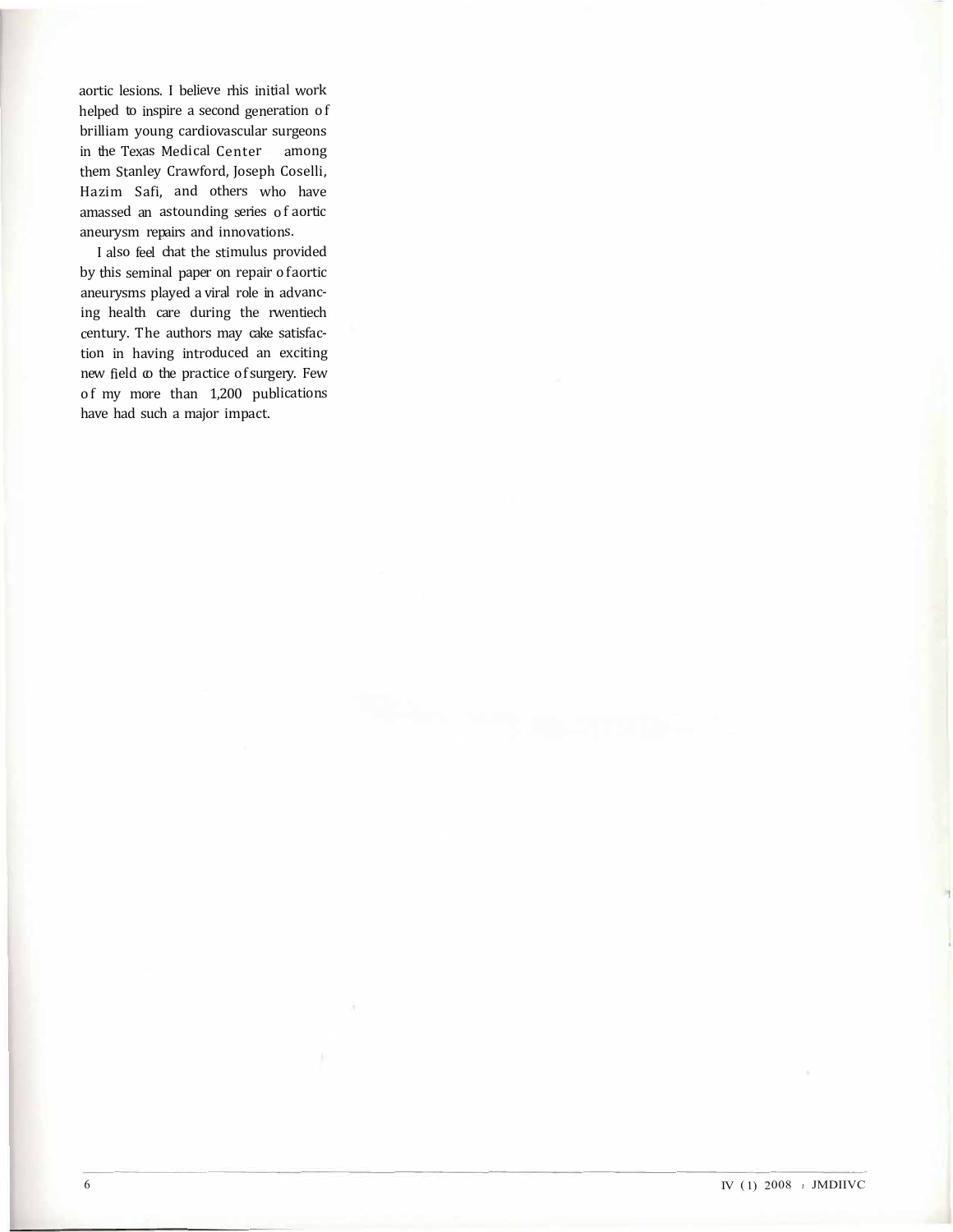aortic lesions. I believe rhis initial work helped to inspire a second generation of brilliam young cardiovascular surgeons in the Texas Medical Center among them Stanley Crawford, Joseph Coselli, Hazim Safi, and others who have amassed an astounding series of aortic aneurysm repairs and innovations.

I also feel chat the stimulus provided by this seminal paper on repair of aortic aneurysms played a viral role in advancing health care during the rwentiech century. The authors may cake satisfaction in having introduced an exciting new field co the practice of surgery. Few of my more than 1,200 publications have had such a major impact.